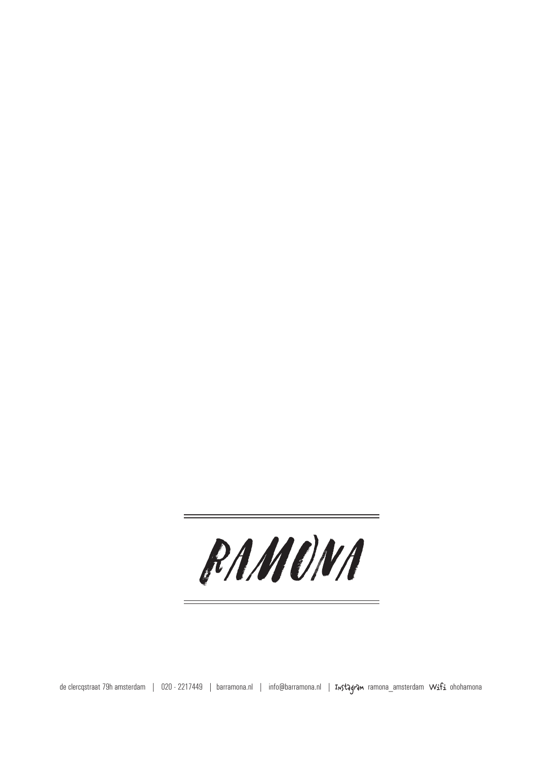# RAMONA

de clercqstraat 79h amsterdam | 020 - 2217449 | barramona.nl | info@barramona.nl | Instagram ramona_amsterdam Wifi ohohamona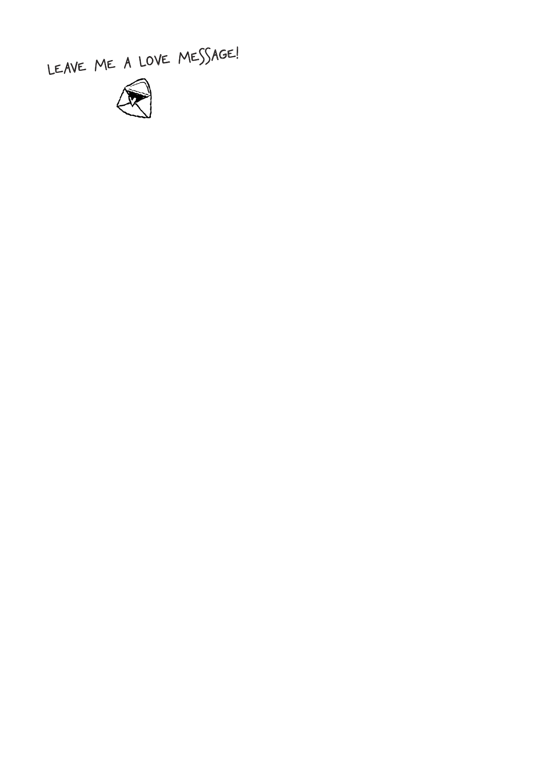LEAVE ME A LOVE MESSAGE!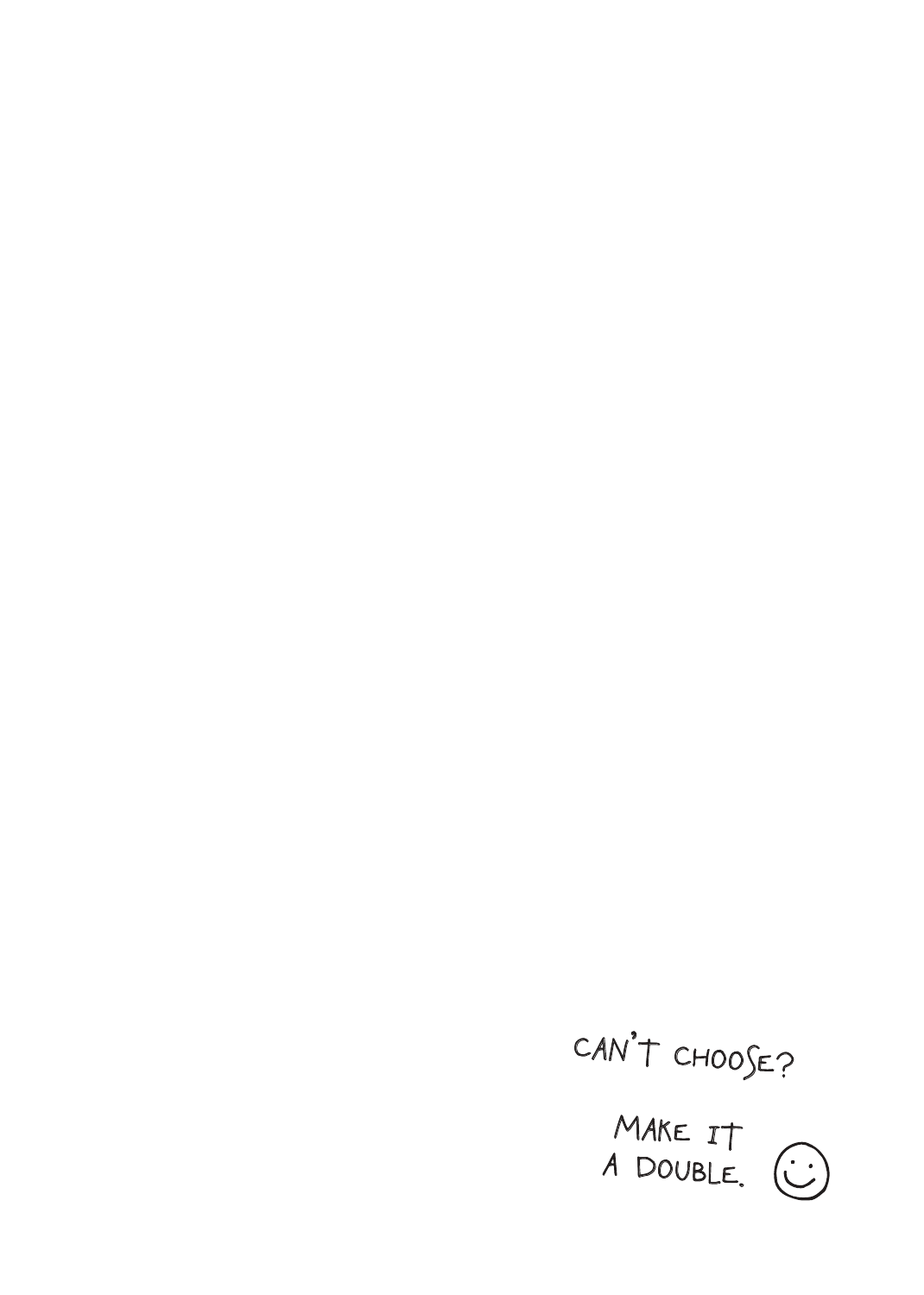CAN'T CHOOSE?

MAKE IT
A DOUBLE. ☺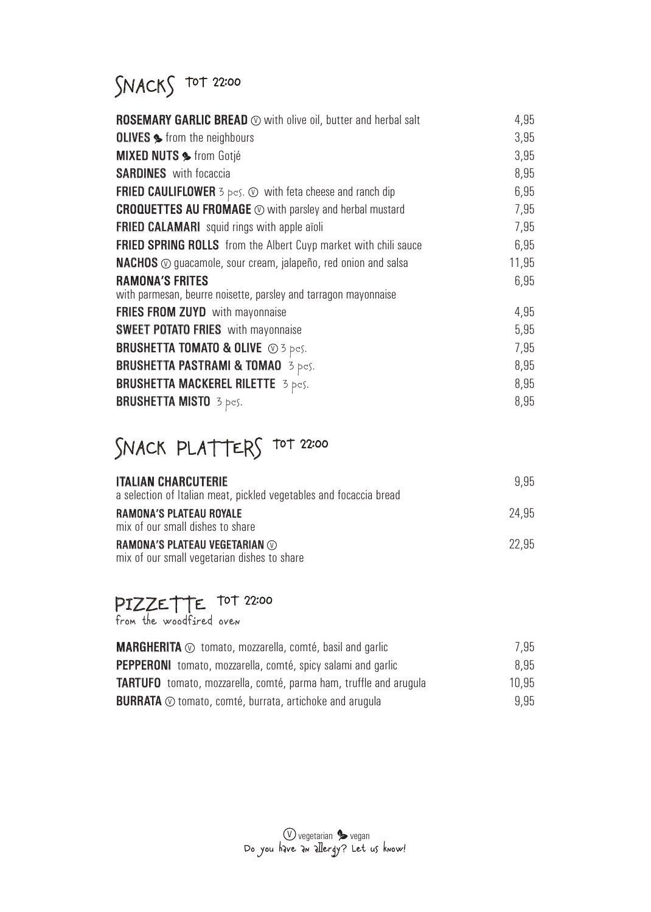## SNACKS TOT 22:00

| | |
|---|---|
| **ROSEMARY GARLIC BREAD** Ⓥ with olive oil, butter and herbal salt | 4,95 |
| **OLIVES** (vegan) from the neighbours | 3,95 |
| **MIXED NUTS** (vegan) from Gotjé | 3,95 |
| **SARDINES** with focaccia | 8,95 |
| **FRIED CAULIFLOWER** 3 pcs. Ⓥ with feta cheese and ranch dip | 6,95 |
| **CROQUETTES AU FROMAGE** Ⓥ with parsley and herbal mustard | 7,95 |
| **FRIED CALAMARI** squid rings with apple aïoli | 7,95 |
| **FRIED SPRING ROLLS** from the Albert Cuyp market with chili sauce | 6,95 |
| **NACHOS** Ⓥ guacamole, sour cream, jalapeño, red onion and salsa | 11,95 |
| **RAMONA'S FRITES** with parmesan, beurre noisette, parsley and tarragon mayonnaise | 6,95 |
| **FRIES FROM ZUYD** with mayonnaise | 4,95 |
| **SWEET POTATO FRIES** with mayonnaise | 5,95 |
| **BRUSHETTA TOMATO & OLIVE** Ⓥ 3 pcs. | 7,95 |
| **BRUSHETTA PASTRAMI & TOMAO** 3 pcs. | 8,95 |
| **BRUSHETTA MACKEREL RILETTE** 3 pcs. | 8,95 |
| **BRUSHETTA MISTO** 3 pcs. | 8,95 |

## SNACK PLATTERS TOT 22:00

| | |
|---|---|
| **ITALIAN CHARCUTERIE** a selection of Italian meat, pickled vegetables and focaccia bread | 9,95 |
| **RAMONA'S PLATEAU ROYALE** mix of our small dishes to share | 24,95 |
| **RAMONA'S PLATEAU VEGETARIAN** Ⓥ mix of our small vegetarian dishes to share | 22,95 |

## PIZZETTE TOT 22:00

from the woodfired oven

| | |
|---|---|
| **MARGHERITA** Ⓥ tomato, mozzarella, comté, basil and garlic | 7,95 |
| **PEPPERONI** tomato, mozzarella, comté, spicy salami and garlic | 8,95 |
| **TARTUFO** tomato, mozzarella, comté, parma ham, truffle and arugula | 10,95 |
| **BURRATA** Ⓥ tomato, comté, burrata, artichoke and arugula | 9,95 |

Ⓥ vegetarian (leaf) vegan

Do you have an allergy? Let us know!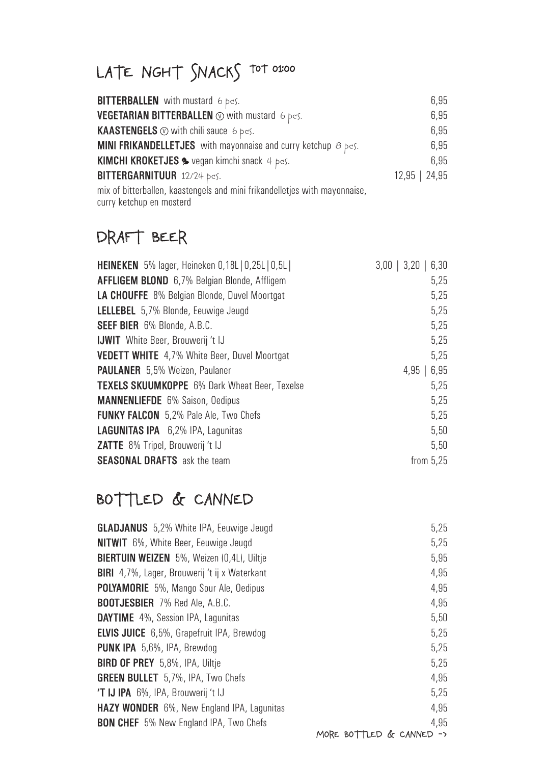## LATE NGHT SNACKS TOT 01:00

**BITTERBALLEN** with mustard 6 pcs. 6,95

**VEGETARIAN BITTERBALLEN** Ⓥ with mustard 6 pcs. 6,95

**KAASTENGELS** Ⓥ with chili sauce 6 pcs. 6,95

**MINI FRIKANDELLETJES** with mayonnaise and curry ketchup 8 pcs. 6,95

**KIMCHI KROKETJES** vegan kimchi snack 4 pcs. 6,95

**BITTERGARNITUUR** 12/24 pcs. 12,95 | 24,95

mix of bitterballen, kaastengels and mini frikandelletjes with mayonnaise, curry ketchup en mosterd

## DRAFT BEER

**HEINEKEN** 5% lager, Heineken 0,18L | 0,25L | 0,5L | 3,00 | 3,20 | 6,30

**AFFLIGEM BLOND** 6,7% Belgian Blonde, Affligem 5,25

**LA CHOUFFE** 8% Belgian Blonde, Duvel Moortgat 5,25

**LELLEBEL** 5,7% Blonde, Eeuwige Jeugd 5,25

**SEEF BIER** 6% Blonde, A.B.C. 5,25

**IJWIT** White Beer, Brouwerij 't IJ 5,25

**VEDETT WHITE** 4,7% White Beer, Duvel Moortgat 5,25

**PAULANER** 5,5% Weizen, Paulaner 4,95 | 6,95

**TEXELS SKUUMKOPPE** 6% Dark Wheat Beer, Texelse 5,25

**MANNENLIEFDE** 6% Saison, Oedipus 5,25

**FUNKY FALCON** 5,2% Pale Ale, Two Chefs 5,25

**LAGUNITAS IPA** 6,2% IPA, Lagunitas 5,50

**ZATTE** 8% Tripel, Brouwerij 't IJ 5,50

**SEASONAL DRAFTS** ask the team from 5,25

## BOTTLED & CANNED

**GLADJANUS** 5,2% White IPA, Eeuwige Jeugd 5,25

**NITWIT** 6%, White Beer, Eeuwige Jeugd 5,25

**BIERTUIN WEIZEN** 5%, Weizen (0,4L), Uiltje 5,95

**BIRI** 4,7%, Lager, Brouwerij 't ij x Waterkant 4,95

**POLYAMORIE** 5%, Mango Sour Ale, Oedipus 4,95

**BOOTJESBIER** 7% Red Ale, A.B.C. 4,95

**DAYTIME** 4%, Session IPA, Lagunitas 5,50

**ELVIS JUICE** 6,5%, Grapefruit IPA, Brewdog 5,25

**PUNK IPA** 5,6%, IPA, Brewdog 5,25

**BIRD OF PREY** 5,8%, IPA, Uiltje 5,25

**GREEN BULLET** 5,7%, IPA, Two Chefs 4,95

**'T IJ IPA** 6%, IPA, Brouwerij 't IJ 5,25

**HAZY WONDER** 6%, New England IPA, Lagunitas 4,95

**BON CHEF** 5% New England IPA, Two Chefs 4,95

MORE BOTTLED & CANNED ->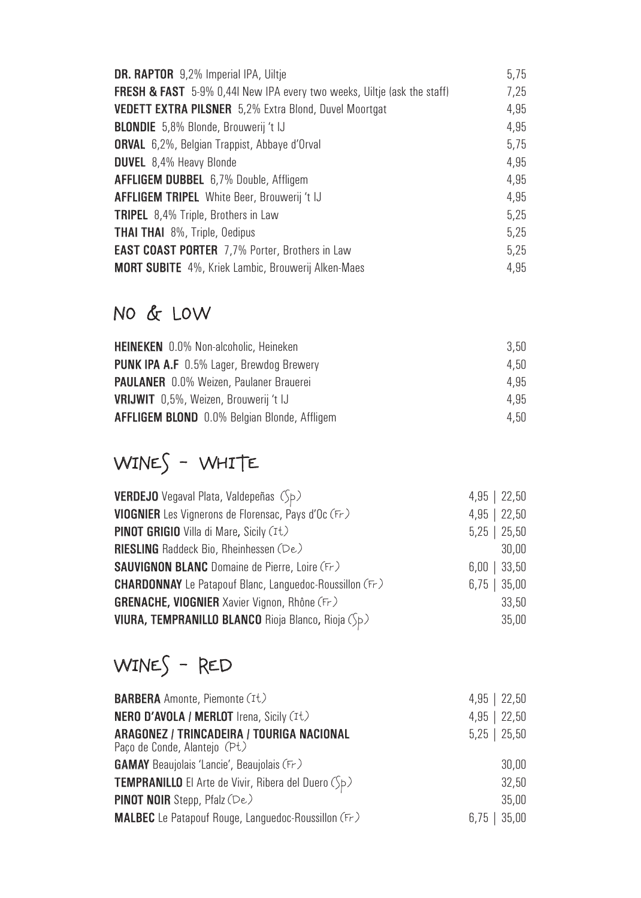| | |
|---|---|
| **DR. RAPTOR** 9,2% Imperial IPA, Uiltje | 5,75 |
| **FRESH & FAST** 5-9% 0,44l New IPA every two weeks, Uiltje (ask the staff) | 7,25 |
| **VEDETT EXTRA PILSNER** 5,2% Extra Blond, Duvel Moortgat | 4,95 |
| **BLONDIE** 5,8% Blonde, Brouwerij 't IJ | 4,95 |
| **ORVAL** 6,2%, Belgian Trappist, Abbaye d'Orval | 5,75 |
| **DUVEL** 8,4% Heavy Blonde | 4,95 |
| **AFFLIGEM DUBBEL** 6,7% Double, Affligem | 4,95 |
| **AFFLIGEM TRIPEL** White Beer, Brouwerij 't IJ | 4,95 |
| **TRIPEL** 8,4% Triple, Brothers in Law | 5,25 |
| **THAI THAI** 8%, Triple, Oedipus | 5,25 |
| **EAST COAST PORTER** 7,7% Porter, Brothers in Law | 5,25 |
| **MORT SUBITE** 4%, Kriek Lambic, Brouwerij Alken-Maes | 4,95 |

## NO & LOW

| | |
|---|---|
| **HEINEKEN** 0.0% Non-alcoholic, Heineken | 3,50 |
| **PUNK IPA A.F** 0.5% Lager, Brewdog Brewery | 4,50 |
| **PAULANER** 0.0% Weizen, Paulaner Brauerei | 4,95 |
| **VRIJWIT** 0,5%, Weizen, Brouwerij 't IJ | 4,95 |
| **AFFLIGEM BLOND** 0.0% Belgian Blonde, Affligem | 4,50 |

## WINES - WHITE

| | |
|---|---|
| **VERDEJO** Vegaval Plata, Valdepeñas (Sp) | 4,95 \| 22,50 |
| **VIOGNIER** Les Vignerons de Florensac, Pays d'Oc (Fr) | 4,95 \| 22,50 |
| **PINOT GRIGIO** Villa di Mare, Sicily (It) | 5,25 \| 25,50 |
| **RIESLING** Raddeck Bio, Rheinhessen (De) | 30,00 |
| **SAUVIGNON BLANC** Domaine de Pierre, Loire (Fr) | 6,00 \| 33,50 |
| **CHARDONNAY** Le Patapouf Blanc, Languedoc-Roussillon (Fr) | 6,75 \| 35,00 |
| **GRENACHE, VIOGNIER** Xavier Vignon, Rhône (Fr) | 33,50 |
| **VIURA, TEMPRANILLO BLANCO** Rioja Blanco, Rioja (Sp) | 35,00 |

## WINES - RED

| | |
|---|---|
| **BARBERA** Amonte, Piemonte (It) | 4,95 \| 22,50 |
| **NERO D'AVOLA / MERLOT** Irena, Sicily (It) | 4,95 \| 22,50 |
| **ARAGONEZ / TRINCADEIRA / TOURIGA NACIONAL** Paço de Conde, Alantejo (Pt) | 5,25 \| 25,50 |
| **GAMAY** Beaujolais 'Lancie', Beaujolais (Fr) | 30,00 |
| **TEMPRANILLO** El Arte de Vivir, Ribera del Duero (Sp) | 32,50 |
| **PINOT NOIR** Stepp, Pfalz (De) | 35,00 |
| **MALBEC** Le Patapouf Rouge, Languedoc-Roussillon (Fr) | 6,75 \| 35,00 |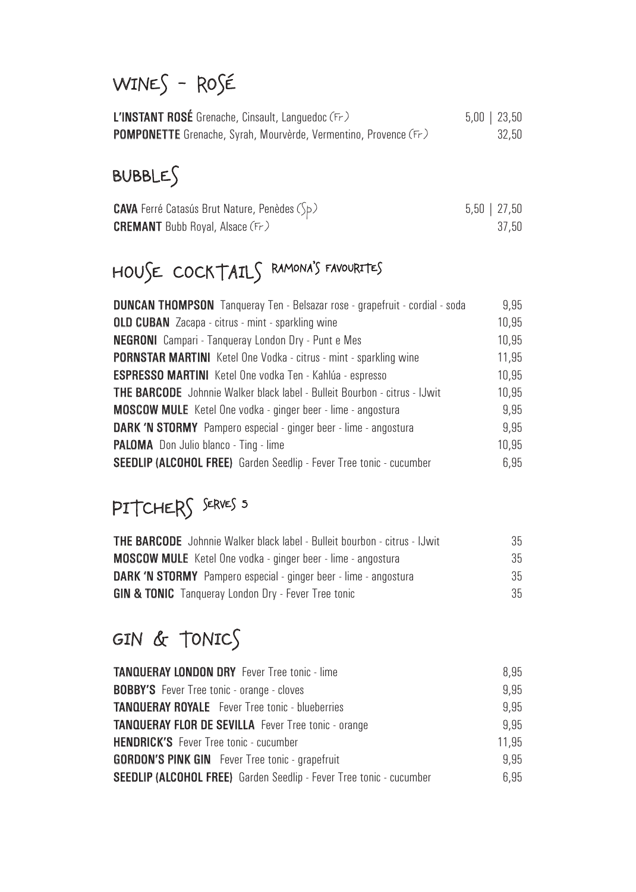## WINES - ROSÉ

| | |
|---|---|
| **L'INSTANT ROSÉ** Grenache, Cinsault, Languedoc (Fr) | 5,00 \| 23,50 |
| **POMPONETTE** Grenache, Syrah, Mourvèrde, Vermentino, Provence (Fr) | 32,50 |

## BUBBLES

| | |
|---|---|
| **CAVA** Ferré Catasús Brut Nature, Penèdes (Sp) | 5,50 \| 27,50 |
| **CREMANT** Bubb Royal, Alsace (Fr) | 37,50 |

## HOUSE COCKTAILS RAMONA'S FAVOURITES

| | |
|---|---|
| **DUNCAN THOMPSON** Tanqueray Ten - Belsazar rose - grapefruit - cordial - soda | 9,95 |
| **OLD CUBAN** Zacapa - citrus - mint - sparkling wine | 10,95 |
| **NEGRONI** Campari - Tanqueray London Dry - Punt e Mes | 10,95 |
| **PORNSTAR MARTINI** Ketel One Vodka - citrus - mint - sparkling wine | 11,95 |
| **ESPRESSO MARTINI** Ketel One vodka Ten - Kahlúa - espresso | 10,95 |
| **THE BARCODE** Johnnie Walker black label - Bulleit Bourbon - citrus - IJwit | 10,95 |
| **MOSCOW MULE** Ketel One vodka - ginger beer - lime - angostura | 9,95 |
| **DARK 'N STORMY** Pampero especial - ginger beer - lime - angostura | 9,95 |
| **PALOMA** Don Julio blanco - Ting - lime | 10,95 |
| **SEEDLIP (ALCOHOL FREE)** Garden Seedlip - Fever Tree tonic - cucumber | 6,95 |

## PITCHERS SERVES 5

| | |
|---|---|
| **THE BARCODE** Johnnie Walker black label - Bulleit bourbon - citrus - IJwit | 35 |
| **MOSCOW MULE** Ketel One vodka - ginger beer - lime - angostura | 35 |
| **DARK 'N STORMY** Pampero especial - ginger beer - lime - angostura | 35 |
| **GIN & TONIC** Tanqueray London Dry - Fever Tree tonic | 35 |

## GIN & TONICS

| | |
|---|---|
| **TANQUERAY LONDON DRY** Fever Tree tonic - lime | 8,95 |
| **BOBBY'S** Fever Tree tonic - orange - cloves | 9,95 |
| **TANQUERAY ROYALE** Fever Tree tonic - blueberries | 9,95 |
| **TANQUERAY FLOR DE SEVILLA** Fever Tree tonic - orange | 9,95 |
| **HENDRICK'S** Fever Tree tonic - cucumber | 11,95 |
| **GORDON'S PINK GIN** Fever Tree tonic - grapefruit | 9,95 |
| **SEEDLIP (ALCOHOL FREE)** Garden Seedlip - Fever Tree tonic - cucumber | 6,95 |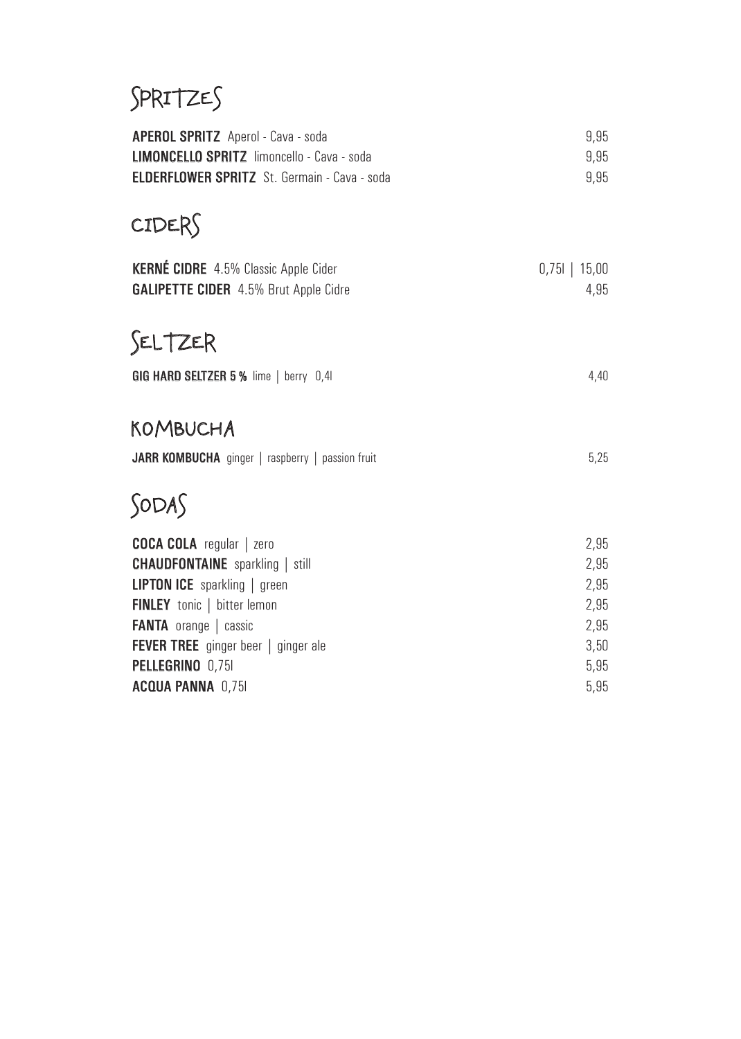# SPRITZES

**APEROL SPRITZ** Aperol - Cava - soda 9,95
**LIMONCELLO SPRITZ** limoncello - Cava - soda 9,95
**ELDERFLOWER SPRITZ** St. Germain - Cava - soda 9,95

# CIDERS

**KERNÉ CIDRE** 4.5% Classic Apple Cider 0,75l | 15,00
**GALIPETTE CIDER** 4.5% Brut Apple Cidre 4,95

# SELTZER

**GIG HARD SELTZER 5 %** lime | berry 0,4l 4,40

# KOMBUCHA

**JARR KOMBUCHA** ginger | raspberry | passion fruit 5,25

# SODAS

**COCA COLA** regular | zero 2,95
**CHAUDFONTAINE** sparkling | still 2,95
**LIPTON ICE** sparkling | green 2,95
**FINLEY** tonic | bitter lemon 2,95
**FANTA** orange | cassic 2,95
**FEVER TREE** ginger beer | ginger ale 3,50
**PELLEGRINO** 0,75l 5,95
**ACQUA PANNA** 0,75l 5,95